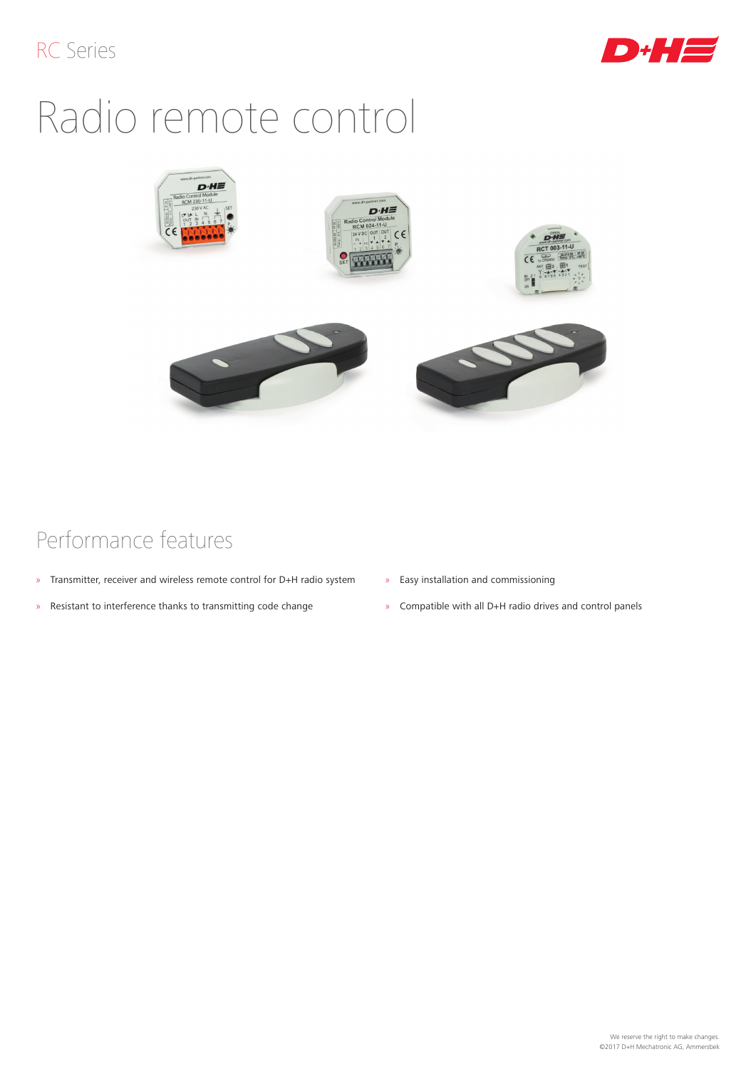RC Series

# Radio remote control

## Performance features

- Transmitter, receiver and wireless remote control for D+H radio system
- Resistant to interference thanks to transmitting code change
- Easy installation and commissioning
- Compatible with all D+H radio drives and control panels

We reserve the right to make changes.
©2017 D+H Mechatronic AG, Ammersbek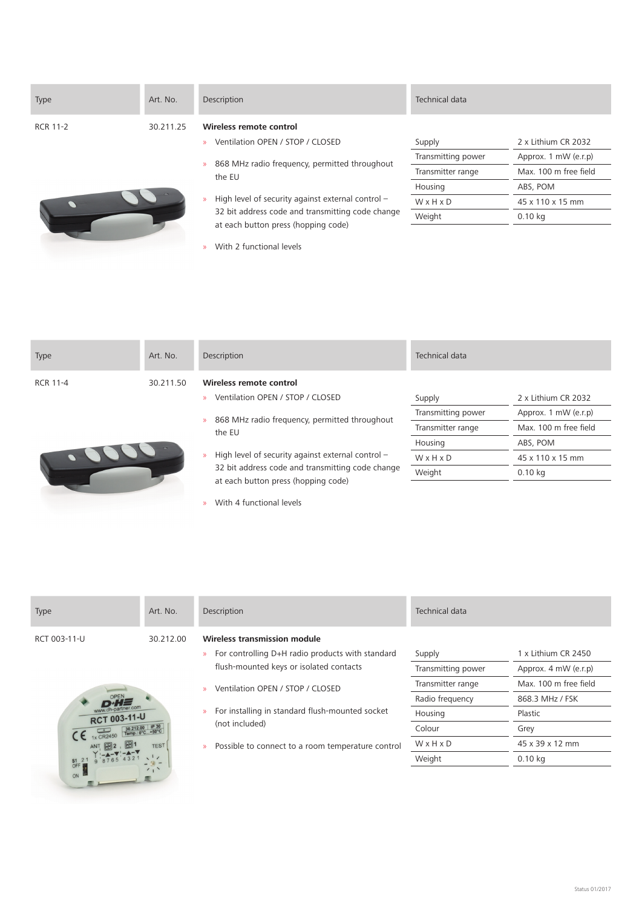| Type | Art. No. | Description | Technical data | |
|---|---|---|---|---|
| RCR 11-2 | 30.211.25 | **Wireless remote control** | | |
| | | » Ventilation OPEN / STOP / CLOSED | Supply | 2 x Lithium CR 2032 |
| | | » 868 MHz radio frequency, permitted throughout the EU | Transmitting power | Approx. 1 mW (e.r.p) |
| | | » High level of security against external control – 32 bit address code and transmitting code change at each button press (hopping code) | Transmitter range | Max. 100 m free field |
| | | » With 2 functional levels | Housing | ABS, POM |
| | | | W x H x D | 45 x 110 x 15 mm |
| | | | Weight | 0.10 kg |

| Type | Art. No. | Description | Technical data | |
|---|---|---|---|---|
| RCR 11-4 | 30.211.50 | **Wireless remote control** | | |
| | | » Ventilation OPEN / STOP / CLOSED | Supply | 2 x Lithium CR 2032 |
| | | » 868 MHz radio frequency, permitted throughout the EU | Transmitting power | Approx. 1 mW (e.r.p) |
| | | » High level of security against external control – 32 bit address code and transmitting code change at each button press (hopping code) | Transmitter range | Max. 100 m free field |
| | | » With 4 functional levels | Housing | ABS, POM |
| | | | W x H x D | 45 x 110 x 15 mm |
| | | | Weight | 0.10 kg |

| Type | Art. No. | Description | Technical data | |
|---|---|---|---|---|
| RCT 003-11-U | 30.212.00 | **Wireless transmission module** | | |
| | | » For controlling D+H radio products with standard flush-mounted keys or isolated contacts | Supply | 1 x Lithium CR 2450 |
| | | » Ventilation OPEN / STOP / CLOSED | Transmitting power | Approx. 4 mW (e.r.p) |
| | | » For installing in standard flush-mounted socket (not included) | Transmitter range | Max. 100 m free field |
| | | » Possible to connect to a room temperature control | Radio frequency | 868.3 MHz / FSK |
| | | | Housing | Plastic |
| | | | Colour | Grey |
| | | | W x H x D | 45 x 39 x 12 mm |
| | | | Weight | 0.10 kg |

Status 01/2017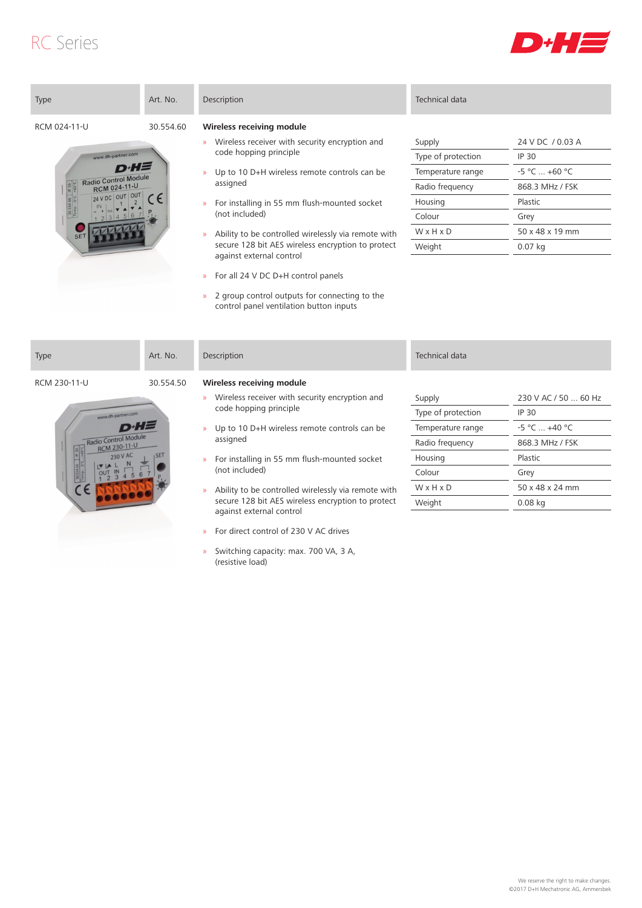# RC Series

| Type | Art. No. | Description | Technical data | |
|---|---|---|---|---|
| RCM 024-11-U | 30.554.60 | **Wireless receiving module** | Supply | 24 V DC / 0.03 A |
| | | » Wireless receiver with security encryption and code hopping principle | Type of protection | IP 30 |
| | | » Up to 10 D+H wireless remote controls can be assigned | Temperature range | -5 °C ... +60 °C |
| | | » For installing in 55 mm flush-mounted socket (not included) | Radio frequency | 868.3 MHz / FSK |
| | | » Ability to be controlled wirelessly via remote with secure 128 bit AES wireless encryption to protect against external control | Housing | Plastic |
| | | » For all 24 V DC D+H control panels | Colour | Grey |
| | | » 2 group control outputs for connecting to the control panel ventilation button inputs | W x H x D | 50 x 48 x 19 mm |
| | | | Weight | 0.07 kg |

| Type | Art. No. | Description | Technical data | |
|---|---|---|---|---|
| RCM 230-11-U | 30.554.50 | **Wireless receiving module** | Supply | 230 V AC / 50 ... 60 Hz |
| | | » Wireless receiver with security encryption and code hopping principle | Type of protection | IP 30 |
| | | » Up to 10 D+H wireless remote controls can be assigned | Temperature range | -5 °C ... +40 °C |
| | | » For installing in 55 mm flush-mounted socket (not included) | Radio frequency | 868.3 MHz / FSK |
| | | » Ability to be controlled wirelessly via remote with secure 128 bit AES wireless encryption to protect against external control | Housing | Plastic |
| | | » For direct control of 230 V AC drives | Colour | Grey |
| | | » Switching capacity: max. 700 VA, 3 A, (resistive load) | W x H x D | 50 x 48 x 24 mm |
| | | | Weight | 0.08 kg |

We reserve the right to make changes.
©2017 D+H Mechatronic AG, Ammersbek